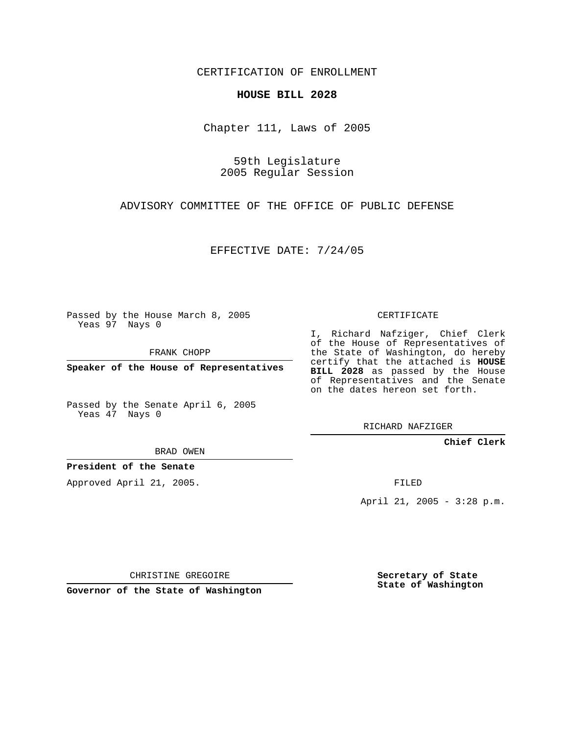CERTIFICATION OF ENROLLMENT

**HOUSE BILL 2028**

Chapter 111, Laws of 2005

59th Legislature
2005 Regular Session

ADVISORY COMMITTEE OF THE OFFICE OF PUBLIC DEFENSE

EFFECTIVE DATE: 7/24/05

Passed by the House March 8, 2005
Yeas 97 Nays 0

FRANK CHOPP

**Speaker of the House of Representatives**

Passed by the Senate April 6, 2005
Yeas 47 Nays 0

BRAD OWEN

**President of the Senate**

Approved April 21, 2005.

CHRISTINE GREGOIRE

**Governor of the State of Washington**

CERTIFICATE

I, Richard Nafziger, Chief Clerk of the House of Representatives of the State of Washington, do hereby certify that the attached is **HOUSE BILL 2028** as passed by the House of Representatives and the Senate on the dates hereon set forth.

RICHARD NAFZIGER

**Chief Clerk**

FILED

April 21, 2005 - 3:28 p.m.

**Secretary of State**
**State of Washington**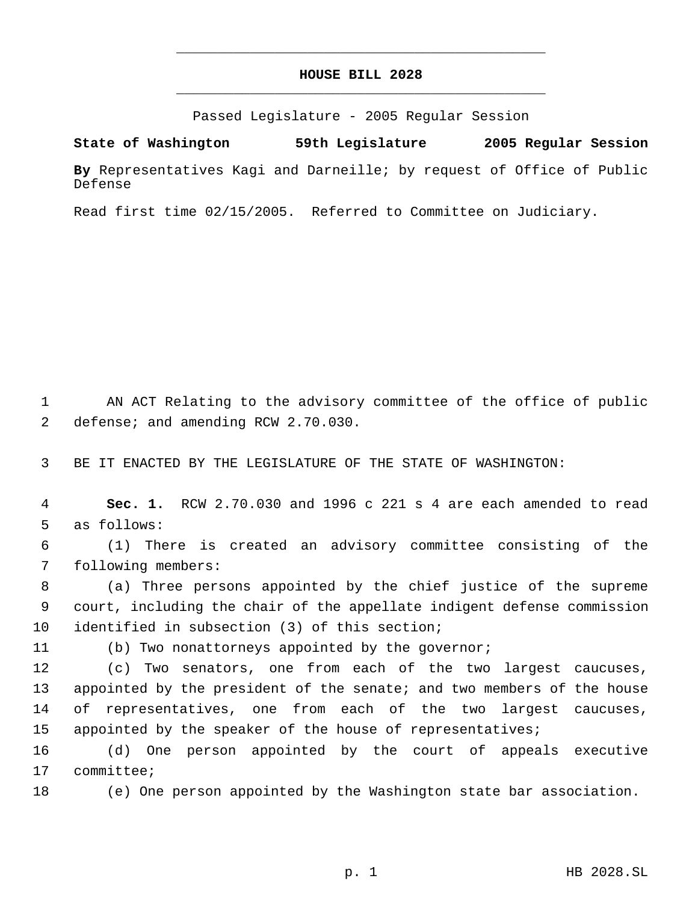# HOUSE BILL 2028

Passed Legislature - 2005 Regular Session

**State of Washington 59th Legislature 2005 Regular Session**

**By** Representatives Kagi and Darneille; by request of Office of Public Defense

Read first time 02/15/2005. Referred to Committee on Judiciary.

AN ACT Relating to the advisory committee of the office of public defense; and amending RCW 2.70.030.

BE IT ENACTED BY THE LEGISLATURE OF THE STATE OF WASHINGTON:

**Sec. 1.** RCW 2.70.030 and 1996 c 221 s 4 are each amended to read as follows:

(1) There is created an advisory committee consisting of the following members:

(a) Three persons appointed by the chief justice of the supreme court, including the chair of the appellate indigent defense commission identified in subsection (3) of this section;

(b) Two nonattorneys appointed by the governor;

(c) Two senators, one from each of the two largest caucuses, appointed by the president of the senate; and two members of the house of representatives, one from each of the two largest caucuses, appointed by the speaker of the house of representatives;

(d) One person appointed by the court of appeals executive committee;

(e) One person appointed by the Washington state bar association.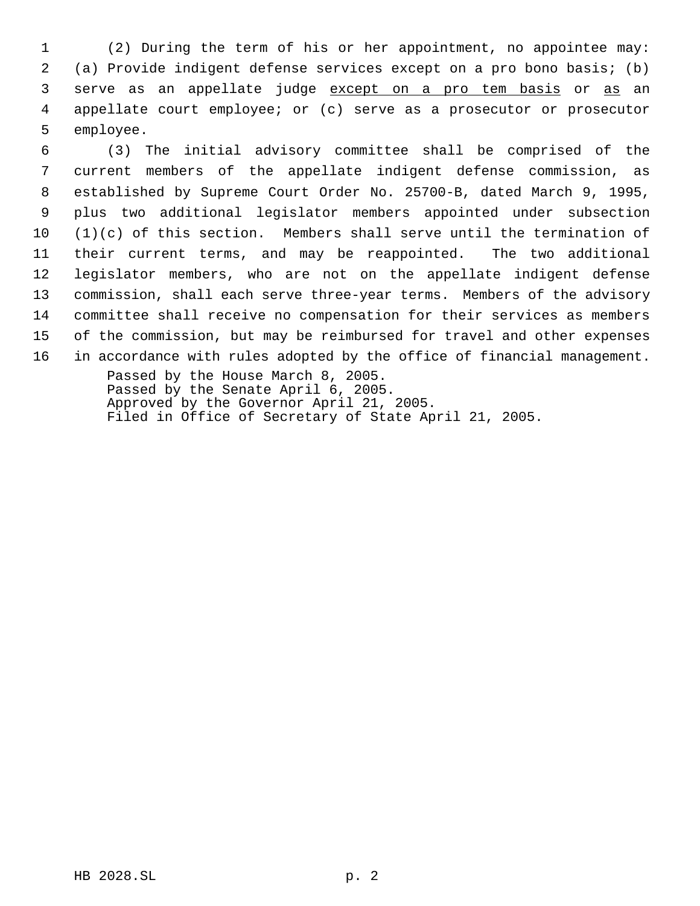(2) During the term of his or her appointment, no appointee may: (a) Provide indigent defense services except on a pro bono basis; (b) serve as an appellate judge <u>except on a pro tem basis</u> or <u>as</u> an appellate court employee; or (c) serve as a prosecutor or prosecutor employee.

(3) The initial advisory committee shall be comprised of the current members of the appellate indigent defense commission, as established by Supreme Court Order No. 25700-B, dated March 9, 1995, plus two additional legislator members appointed under subsection (1)(c) of this section. Members shall serve until the termination of their current terms, and may be reappointed. The two additional legislator members, who are not on the appellate indigent defense commission, shall each serve three-year terms. Members of the advisory committee shall receive no compensation for their services as members of the commission, but may be reimbursed for travel and other expenses in accordance with rules adopted by the office of financial management.

Passed by the House March 8, 2005.
Passed by the Senate April 6, 2005.
Approved by the Governor April 21, 2005.
Filed in Office of Secretary of State April 21, 2005.